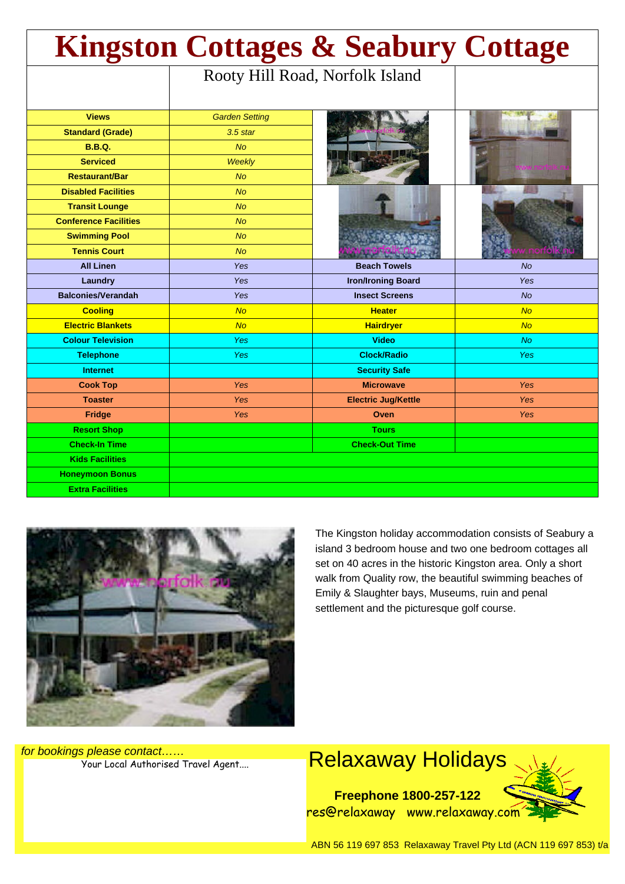# Kingston Cottages & Seabury Cottage

Rooty Hill Road, Norfolk Island

| | | | |
|---|---|---|---|
| **Views** | Garden Setting | | |
| **Standard (Grade)** | 3.5 star | | |
| **B.B.Q.** | No | | |
| **Serviced** | Weekly | | |
| **Restaurant/Bar** | No | | |
| **Disabled Facilities** | No | | |
| **Transit Lounge** | No | | |
| **Conference Facilities** | No | | |
| **Swimming Pool** | No | | |
| **Tennis Court** | No | | |
| **All Linen** | Yes | **Beach Towels** | No |
| **Laundry** | Yes | **Iron/Ironing Board** | Yes |
| **Balconies/Verandah** | Yes | **Insect Screens** | No |
| **Cooling** | No | **Heater** | No |
| **Electric Blankets** | No | **Hairdryer** | No |
| **Colour Television** | Yes | **Video** | No |
| **Telephone** | Yes | **Clock/Radio** | Yes |
| **Internet** | | **Security Safe** | |
| **Cook Top** | Yes | **Microwave** | Yes |
| **Toaster** | Yes | **Electric Jug/Kettle** | Yes |
| **Fridge** | Yes | **Oven** | Yes |
| **Resort Shop** | | **Tours** | |
| **Check-In Time** | | **Check-Out Time** | |
| **Kids Facilities** | | | |
| **Honeymoon Bonus** | | | |
| **Extra Facilities** | | | |

The Kingston holiday accommodation consists of Seabury a island 3 bedroom house and two one bedroom cottages all set on 40 acres in the historic Kingston area. Only a short walk from Quality row, the beautiful swimming beaches of Emily & Slaughter bays, Museums, ruin and penal settlement and the picturesque golf course.

*for bookings please contact……*

Your Local Authorised Travel Agent....

## Relaxaway Holidays

**Freephone 1800-257-122**

res@relaxaway www.relaxaway.com

ABN 56 119 697 853 Relaxaway Travel Pty Ltd (ACN 119 697 853) t/a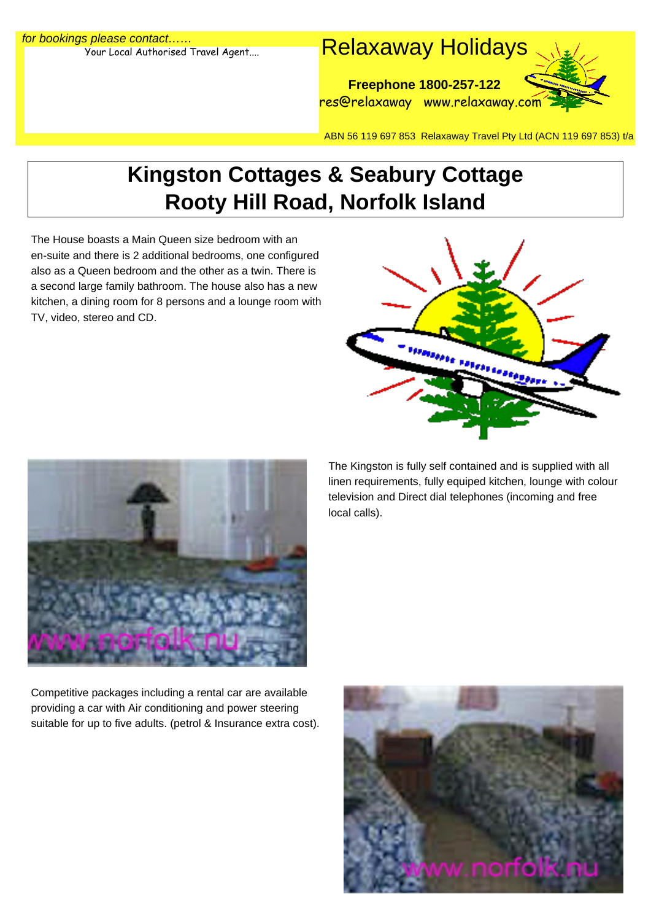*for bookings please contact……*

Your Local Authorised Travel Agent….

Relaxaway Holidays

**Freephone 1800-257-122**

res@relaxaway www.relaxaway.com

ABN 56 119 697 853 Relaxaway Travel Pty Ltd (ACN 119 697 853) t/a

# Kingston Cottages & Seabury Cottage
# Rooty Hill Road, Norfolk Island

The House boasts a Main Queen size bedroom with an en-suite and there is 2 additional bedrooms, one configured also as a Queen bedroom and the other as a twin. There is a second large family bathroom. The house also has a new kitchen, a dining room for 8 persons and a lounge room with TV, video, stereo and CD.

The Kingston is fully self contained and is supplied with all linen requirements, fully equiped kitchen, lounge with colour television and Direct dial telephones (incoming and free local calls).

Competitive packages including a rental car are available providing a car with Air conditioning and power steering suitable for up to five adults. (petrol & Insurance extra cost).